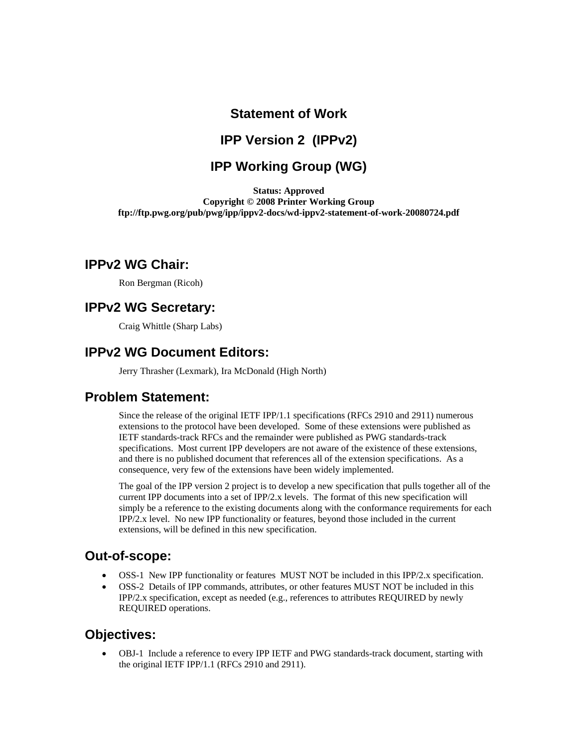# Statement of Work

# IPP Version 2 (IPPv2)

# IPP Working Group (WG)

**Status: Approved**
**Copyright © 2008 Printer Working Group**
**ftp://ftp.pwg.org/pub/pwg/ipp/ippv2-docs/wd-ippv2-statement-of-work-20080724.pdf**

## IPPv2 WG Chair:

Ron Bergman (Ricoh)

## IPPv2 WG Secretary:

Craig Whittle (Sharp Labs)

## IPPv2 WG Document Editors:

Jerry Thrasher (Lexmark), Ira McDonald (High North)

## Problem Statement:

Since the release of the original IETF IPP/1.1 specifications (RFCs 2910 and 2911) numerous extensions to the protocol have been developed. Some of these extensions were published as IETF standards-track RFCs and the remainder were published as PWG standards-track specifications. Most current IPP developers are not aware of the existence of these extensions, and there is no published document that references all of the extension specifications. As a consequence, very few of the extensions have been widely implemented.

The goal of the IPP version 2 project is to develop a new specification that pulls together all of the current IPP documents into a set of IPP/2.x levels. The format of this new specification will simply be a reference to the existing documents along with the conformance requirements for each IPP/2.x level. No new IPP functionality or features, beyond those included in the current extensions, will be defined in this new specification.

## Out-of-scope:

- OSS-1 New IPP functionality or features MUST NOT be included in this IPP/2.x specification.
- OSS-2 Details of IPP commands, attributes, or other features MUST NOT be included in this IPP/2.x specification, except as needed (e.g., references to attributes REQUIRED by newly REQUIRED operations.

## Objectives:

- OBJ-1 Include a reference to every IPP IETF and PWG standards-track document, starting with the original IETF IPP/1.1 (RFCs 2910 and 2911).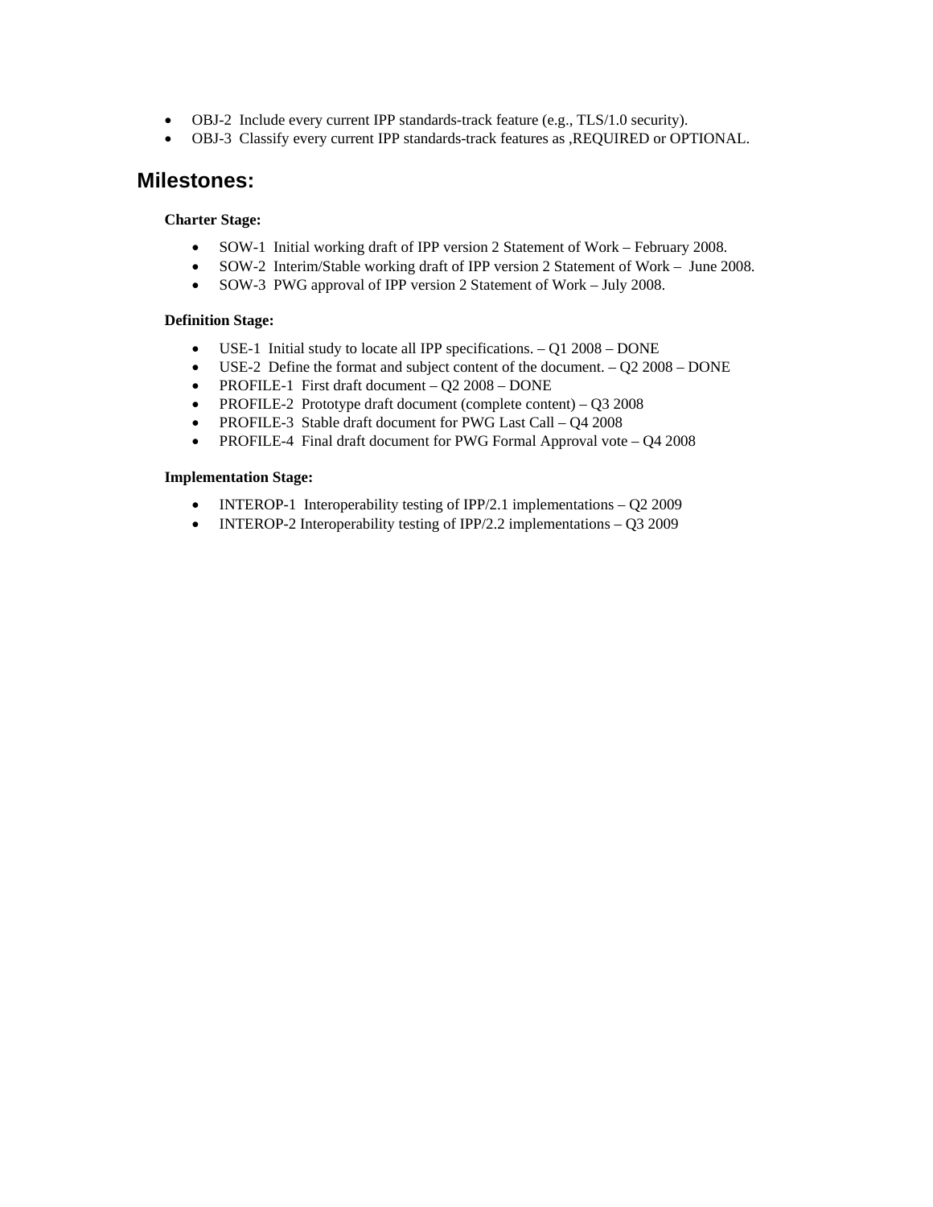- OBJ-2  Include every current IPP standards-track feature (e.g., TLS/1.0 security).
- OBJ-3  Classify every current IPP standards-track features as ,REQUIRED or OPTIONAL.

## Milestones:

**Charter Stage:**

- SOW-1  Initial working draft of IPP version 2 Statement of Work – February 2008.
- SOW-2  Interim/Stable working draft of IPP version 2 Statement of Work –  June 2008.
- SOW-3  PWG approval of IPP version 2 Statement of Work – July 2008.

**Definition Stage:**

- USE-1  Initial study to locate all IPP specifications. – Q1 2008 – DONE
- USE-2  Define the format and subject content of the document. – Q2 2008 – DONE
- PROFILE-1  First draft document – Q2 2008 – DONE
- PROFILE-2  Prototype draft document (complete content) – Q3 2008
- PROFILE-3  Stable draft document for PWG Last Call – Q4 2008
- PROFILE-4  Final draft document for PWG Formal Approval vote – Q4 2008

**Implementation Stage:**

- INTEROP-1  Interoperability testing of IPP/2.1 implementations – Q2 2009
- INTEROP-2 Interoperability testing of IPP/2.2 implementations – Q3 2009